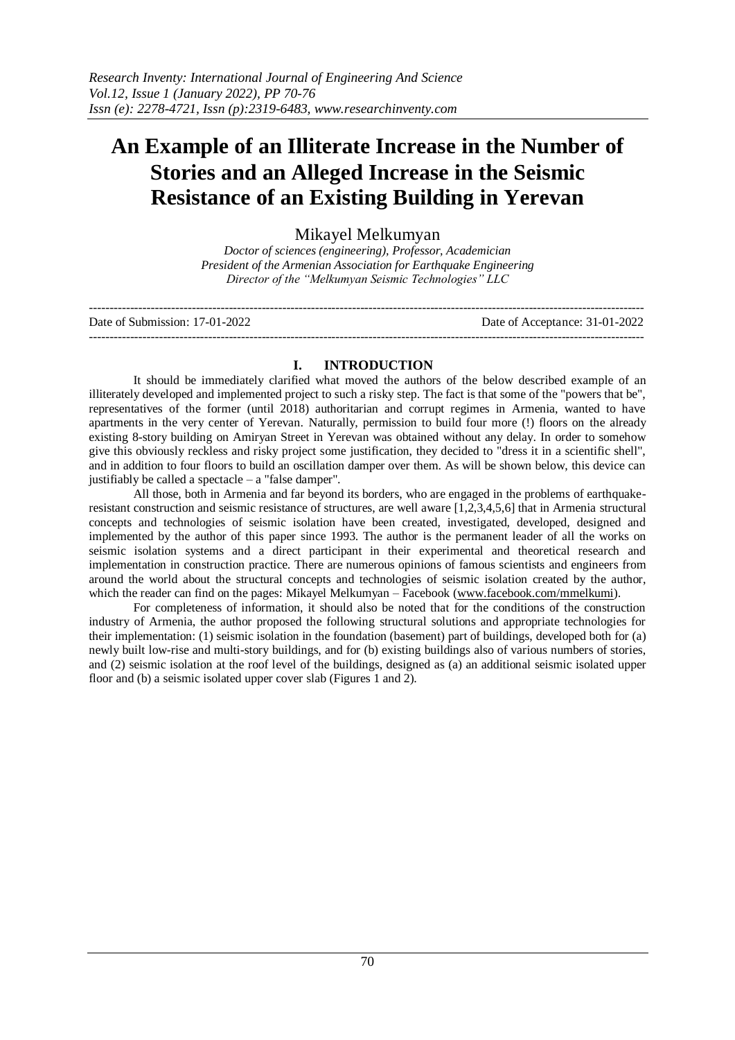# An Example of an Illiterate Increase in the Number of Stories and an Alleged Increase in the Seismic Resistance of an Existing Building in Yerevan

Mikayel Melkumyan

*Doctor of sciences (engineering), Professor, Academician*
*President of the Armenian Association for Earthquake Engineering*
*Director of the "Melkumyan Seismic Technologies" LLC*

---

Date of Submission: 17-01-2022 Date of Acceptance: 31-01-2022

---

## I. INTRODUCTION

It should be immediately clarified what moved the authors of the below described example of an illiterately developed and implemented project to such a risky step. The fact is that some of the "powers that be", representatives of the former (until 2018) authoritarian and corrupt regimes in Armenia, wanted to have apartments in the very center of Yerevan. Naturally, permission to build four more (!) floors on the already existing 8-story building on Amiryan Street in Yerevan was obtained without any delay. In order to somehow give this obviously reckless and risky project some justification, they decided to "dress it in a scientific shell", and in addition to four floors to build an oscillation damper over them. As will be shown below, this device can justifiably be called a spectacle – a "false damper".

All those, both in Armenia and far beyond its borders, who are engaged in the problems of earthquake-resistant construction and seismic resistance of structures, are well aware [1,2,3,4,5,6] that in Armenia structural concepts and technologies of seismic isolation have been created, investigated, developed, designed and implemented by the author of this paper since 1993. The author is the permanent leader of all the works on seismic isolation systems and a direct participant in their experimental and theoretical research and implementation in construction practice. There are numerous opinions of famous scientists and engineers from around the world about the structural concepts and technologies of seismic isolation created by the author, which the reader can find on the pages: Mikayel Melkumyan – Facebook (www.facebook.com/mmelkumi).

For completeness of information, it should also be noted that for the conditions of the construction industry of Armenia, the author proposed the following structural solutions and appropriate technologies for their implementation: (1) seismic isolation in the foundation (basement) part of buildings, developed both for (a) newly built low-rise and multi-story buildings, and for (b) existing buildings also of various numbers of stories, and (2) seismic isolation at the roof level of the buildings, designed as (a) an additional seismic isolated upper floor and (b) a seismic isolated upper cover slab (Figures 1 and 2).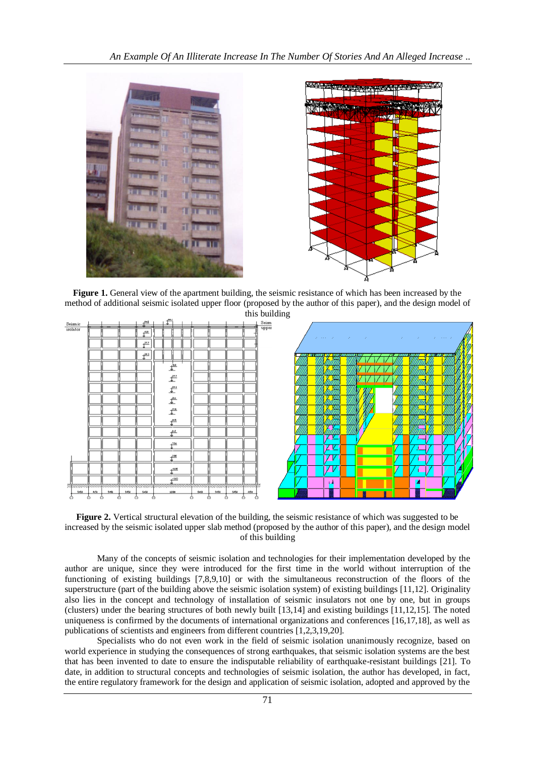**Figure 1.** General view of the apartment building, the seismic resistance of which has been increased by the method of additional seismic isolated upper floor (proposed by the author of this paper), and the design model of this building

**Figure 2.** Vertical structural elevation of the building, the seismic resistance of which was suggested to be increased by the seismic isolated upper slab method (proposed by the author of this paper), and the design model of this building

Many of the concepts of seismic isolation and technologies for their implementation developed by the author are unique, since they were introduced for the first time in the world without interruption of the functioning of existing buildings [7,8,9,10] or with the simultaneous reconstruction of the floors of the superstructure (part of the building above the seismic isolation system) of existing buildings [11,12]. Originality also lies in the concept and technology of installation of seismic insulators not one by one, but in groups (clusters) under the bearing structures of both newly built [13,14] and existing buildings [11,12,15]. The noted uniqueness is confirmed by the documents of international organizations and conferences [16,17,18], as well as publications of scientists and engineers from different countries [1,2,3,19,20].

Specialists who do not even work in the field of seismic isolation unanimously recognize, based on world experience in studying the consequences of strong earthquakes, that seismic isolation systems are the best that has been invented to date to ensure the indisputable reliability of earthquake-resistant buildings [21]. To date, in addition to structural concepts and technologies of seismic isolation, the author has developed, in fact, the entire regulatory framework for the design and application of seismic isolation, adopted and approved by the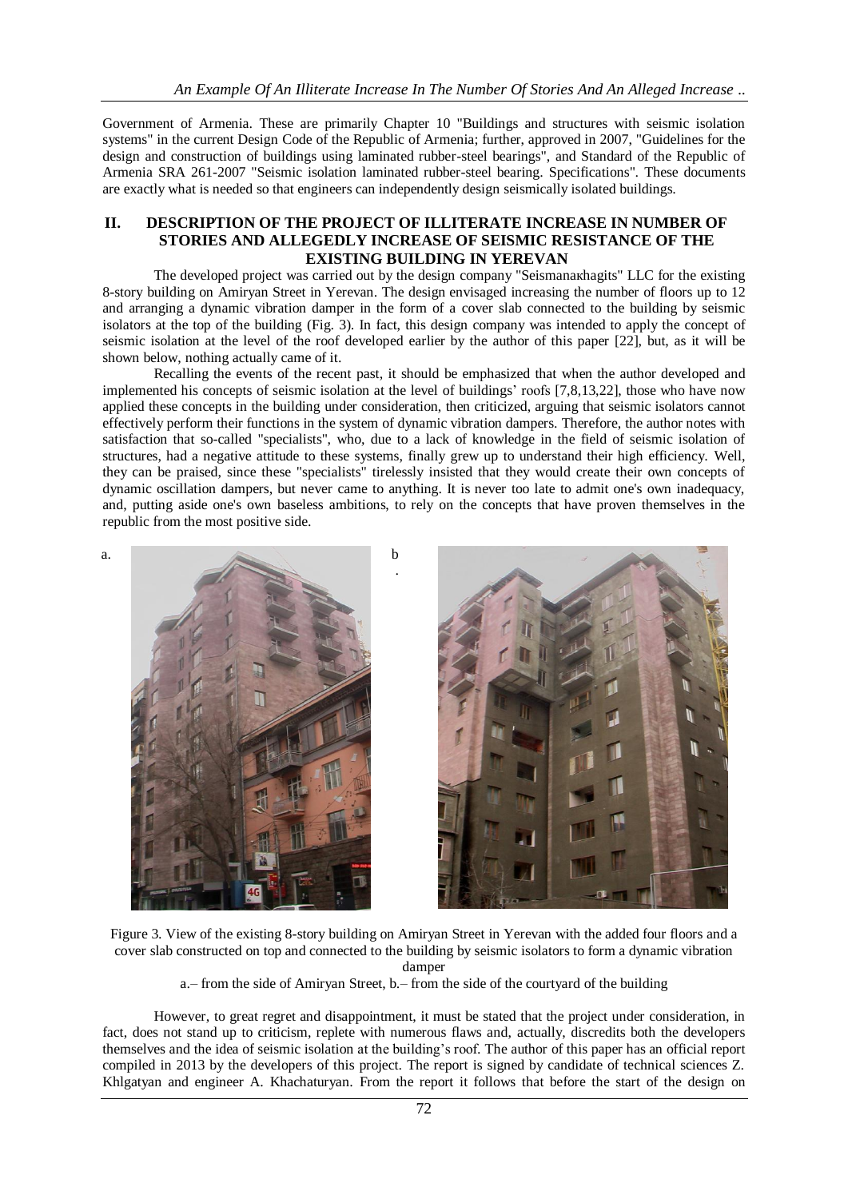Government of Armenia. These are primarily Chapter 10 "Buildings and structures with seismic isolation systems" in the current Design Code of the Republic of Armenia; further, approved in 2007, "Guidelines for the design and construction of buildings using laminated rubber-steel bearings", and Standard of the Republic of Armenia SRA 261-2007 "Seismic isolation laminated rubber-steel bearing. Specifications". These documents are exactly what is needed so that engineers can independently design seismically isolated buildings.

## II. DESCRIPTION OF THE PROJECT OF ILLITERATE INCREASE IN NUMBER OF STORIES AND ALLEGEDLY INCREASE OF SEISMIC RESISTANCE OF THE EXISTING BUILDING IN YEREVAN

The developed project was carried out by the design company "Seismanaкhagits" LLC for the existing 8-story building on Amiryan Street in Yerevan. The design envisaged increasing the number of floors up to 12 and arranging a dynamic vibration damper in the form of a cover slab connected to the building by seismic isolators at the top of the building (Fig. 3). In fact, this design company was intended to apply the concept of seismic isolation at the level of the roof developed earlier by the author of this paper [22], but, as it will be shown below, nothing actually came of it.

Recalling the events of the recent past, it should be emphasized that when the author developed and implemented his concepts of seismic isolation at the level of buildings' roofs [7,8,13,22], those who have now applied these concepts in the building under consideration, then criticized, arguing that seismic isolators cannot effectively perform their functions in the system of dynamic vibration dampers. Therefore, the author notes with satisfaction that so-called "specialists", who, due to a lack of knowledge in the field of seismic isolation of structures, had a negative attitude to these systems, finally grew up to understand their high efficiency. Well, they can be praised, since these "specialists" tirelessly insisted that they would create their own concepts of dynamic oscillation dampers, but never came to anything. It is never too late to admit one's own inadequacy, and, putting aside one's own baseless ambitions, to rely on the concepts that have proven themselves in the republic from the most positive side.

a. b.

Figure 3. View of the existing 8-story building on Amiryan Street in Yerevan with the added four floors and a cover slab constructed on top and connected to the building by seismic isolators to form a dynamic vibration damper

a.– from the side of Amiryan Street, b.– from the side of the courtyard of the building

However, to great regret and disappointment, it must be stated that the project under consideration, in fact, does not stand up to criticism, replete with numerous flaws and, actually, discredits both the developers themselves and the idea of seismic isolation at the building's roof. The author of this paper has an official report compiled in 2013 by the developers of this project. The report is signed by candidate of technical sciences Z. Khlgatyan and engineer A. Khachaturyan. From the report it follows that before the start of the design on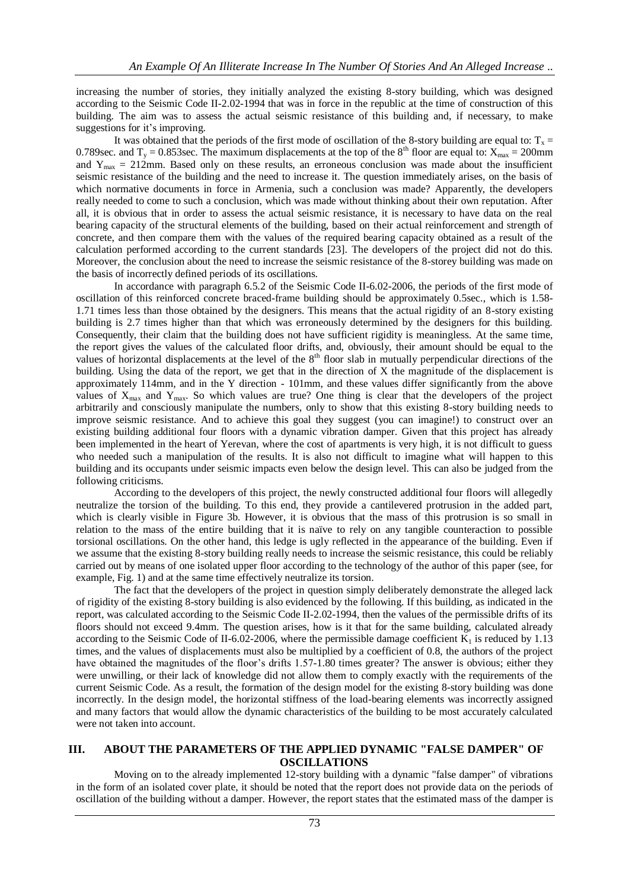increasing the number of stories, they initially analyzed the existing 8-story building, which was designed according to the Seismic Code II-2.02-1994 that was in force in the republic at the time of construction of this building. The aim was to assess the actual seismic resistance of this building and, if necessary, to make suggestions for it's improving.

It was obtained that the periods of the first mode of oscillation of the 8-story building are equal to: $T_x$ = 0.789sec. and $T_y$ = 0.853sec. The maximum displacements at the top of the 8[th] floor are equal to: $X_{max}$ = 200mm and $Y_{max}$ = 212mm. Based only on these results, an erroneous conclusion was made about the insufficient seismic resistance of the building and the need to increase it. The question immediately arises, on the basis of which normative documents in force in Armenia, such a conclusion was made? Apparently, the developers really needed to come to such a conclusion, which was made without thinking about their own reputation. After all, it is obvious that in order to assess the actual seismic resistance, it is necessary to have data on the real bearing capacity of the structural elements of the building, based on their actual reinforcement and strength of concrete, and then compare them with the values of the required bearing capacity obtained as a result of the calculation performed according to the current standards [23]. The developers of the project did not do this. Moreover, the conclusion about the need to increase the seismic resistance of the 8-storey building was made on the basis of incorrectly defined periods of its oscillations.

In accordance with paragraph 6.5.2 of the Seismic Code II-6.02-2006, the periods of the first mode of oscillation of this reinforced concrete braced-frame building should be approximately 0.5sec., which is 1.58-1.71 times less than those obtained by the designers. This means that the actual rigidity of an 8-story existing building is 2.7 times higher than that which was erroneously determined by the designers for this building. Consequently, their claim that the building does not have sufficient rigidity is meaningless. At the same time, the report gives the values of the calculated floor drifts, and, obviously, their amount should be equal to the values of horizontal displacements at the level of the 8[th] floor slab in mutually perpendicular directions of the building. Using the data of the report, we get that in the direction of X the magnitude of the displacement is approximately 114mm, and in the Y direction - 101mm, and these values differ significantly from the above values of $X_{max}$ and $Y_{max}$. So which values are true? One thing is clear that the developers of the project arbitrarily and consciously manipulate the numbers, only to show that this existing 8-story building needs to improve seismic resistance. And to achieve this goal they suggest (you can imagine!) to construct over an existing building additional four floors with a dynamic vibration damper. Given that this project has already been implemented in the heart of Yerevan, where the cost of apartments is very high, it is not difficult to guess who needed such a manipulation of the results. It is also not difficult to imagine what will happen to this building and its occupants under seismic impacts even below the design level. This can also be judged from the following criticisms.

According to the developers of this project, the newly constructed additional four floors will allegedly neutralize the torsion of the building. To this end, they provide a cantilevered protrusion in the added part, which is clearly visible in Figure 3b. However, it is obvious that the mass of this protrusion is so small in relation to the mass of the entire building that it is naïve to rely on any tangible counteraction to possible torsional oscillations. On the other hand, this ledge is ugly reflected in the appearance of the building. Even if we assume that the existing 8-story building really needs to increase the seismic resistance, this could be reliably carried out by means of one isolated upper floor according to the technology of the author of this paper (see, for example, Fig. 1) and at the same time effectively neutralize its torsion.

The fact that the developers of the project in question simply deliberately demonstrate the alleged lack of rigidity of the existing 8-story building is also evidenced by the following. If this building, as indicated in the report, was calculated according to the Seismic Code II-2.02-1994, then the values of the permissible drifts of its floors should not exceed 9.4mm. The question arises, how is it that for the same building, calculated already according to the Seismic Code of II-6.02-2006, where the permissible damage coefficient $K_1$ is reduced by 1.13 times, and the values of displacements must also be multiplied by a coefficient of 0.8, the authors of the project have obtained the magnitudes of the floor's drifts 1.57-1.80 times greater? The answer is obvious; either they were unwilling, or their lack of knowledge did not allow them to comply exactly with the requirements of the current Seismic Code. As a result, the formation of the design model for the existing 8-story building was done incorrectly. In the design model, the horizontal stiffness of the load-bearing elements was incorrectly assigned and many factors that would allow the dynamic characteristics of the building to be most accurately calculated were not taken into account.

## III. ABOUT THE PARAMETERS OF THE APPLIED DYNAMIC "FALSE DAMPER" OF OSCILLATIONS

Moving on to the already implemented 12-story building with a dynamic "false damper" of vibrations in the form of an isolated cover plate, it should be noted that the report does not provide data on the periods of oscillation of the building without a damper. However, the report states that the estimated mass of the damper is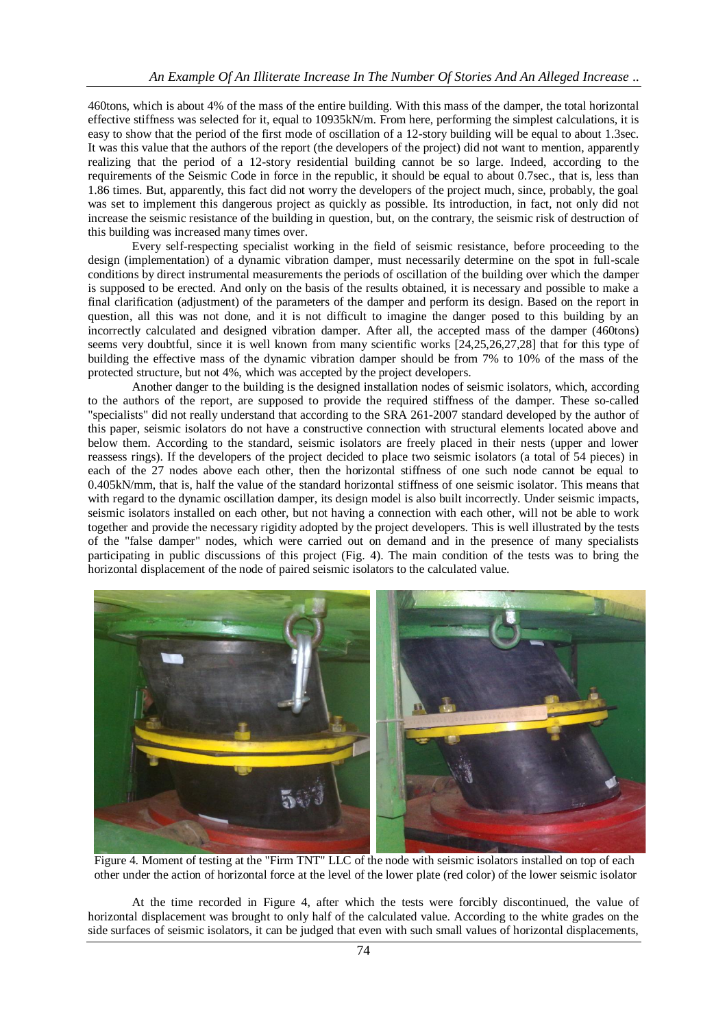460tons, which is about 4% of the mass of the entire building. With this mass of the damper, the total horizontal effective stiffness was selected for it, equal to 10935kN/m. From here, performing the simplest calculations, it is easy to show that the period of the first mode of oscillation of a 12-story building will be equal to about 1.3sec. It was this value that the authors of the report (the developers of the project) did not want to mention, apparently realizing that the period of a 12-story residential building cannot be so large. Indeed, according to the requirements of the Seismic Code in force in the republic, it should be equal to about 0.7sec., that is, less than 1.86 times. But, apparently, this fact did not worry the developers of the project much, since, probably, the goal was set to implement this dangerous project as quickly as possible. Its introduction, in fact, not only did not increase the seismic resistance of the building in question, but, on the contrary, the seismic risk of destruction of this building was increased many times over.

Every self-respecting specialist working in the field of seismic resistance, before proceeding to the design (implementation) of a dynamic vibration damper, must necessarily determine on the spot in full-scale conditions by direct instrumental measurements the periods of oscillation of the building over which the damper is supposed to be erected. And only on the basis of the results obtained, it is necessary and possible to make a final clarification (adjustment) of the parameters of the damper and perform its design. Based on the report in question, all this was not done, and it is not difficult to imagine the danger posed to this building by an incorrectly calculated and designed vibration damper. After all, the accepted mass of the damper (460tons) seems very doubtful, since it is well known from many scientific works [24,25,26,27,28] that for this type of building the effective mass of the dynamic vibration damper should be from 7% to 10% of the mass of the protected structure, but not 4%, which was accepted by the project developers.

Another danger to the building is the designed installation nodes of seismic isolators, which, according to the authors of the report, are supposed to provide the required stiffness of the damper. These so-called "specialists" did not really understand that according to the SRA 261-2007 standard developed by the author of this paper, seismic isolators do not have a constructive connection with structural elements located above and below them. According to the standard, seismic isolators are freely placed in their nests (upper and lower reassess rings). If the developers of the project decided to place two seismic isolators (a total of 54 pieces) in each of the 27 nodes above each other, then the horizontal stiffness of one such node cannot be equal to 0.405kN/mm, that is, half the value of the standard horizontal stiffness of one seismic isolator. This means that with regard to the dynamic oscillation damper, its design model is also built incorrectly. Under seismic impacts, seismic isolators installed on each other, but not having a connection with each other, will not be able to work together and provide the necessary rigidity adopted by the project developers. This is well illustrated by the tests of the "false damper" nodes, which were carried out on demand and in the presence of many specialists participating in public discussions of this project (Fig. 4). The main condition of the tests was to bring the horizontal displacement of the node of paired seismic isolators to the calculated value.

Figure 4. Moment of testing at the "Firm TNT" LLC of the node with seismic isolators installed on top of each other under the action of horizontal force at the level of the lower plate (red color) of the lower seismic isolator

At the time recorded in Figure 4, after which the tests were forcibly discontinued, the value of horizontal displacement was brought to only half of the calculated value. According to the white grades on the side surfaces of seismic isolators, it can be judged that even with such small values of horizontal displacements,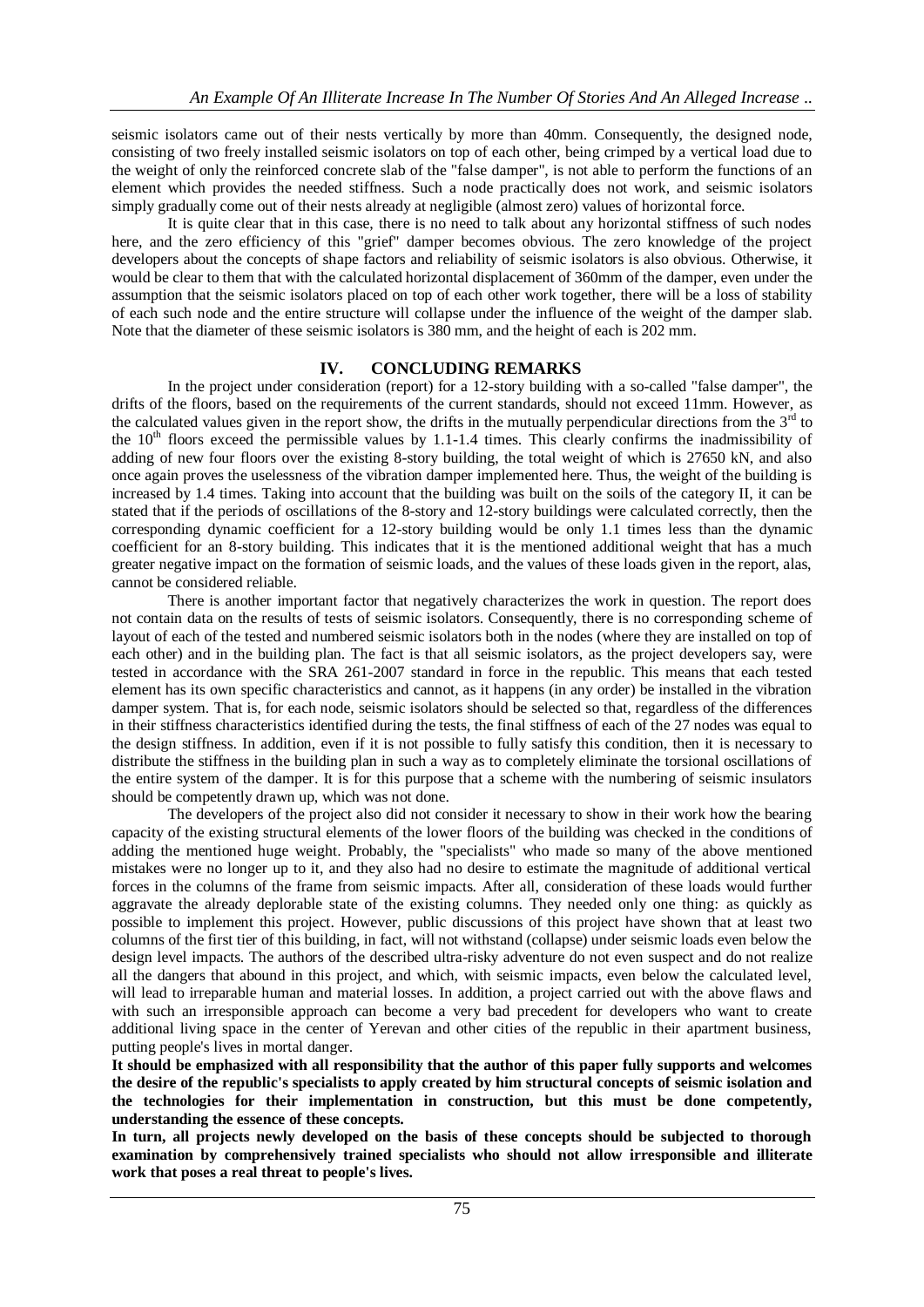seismic isolators came out of their nests vertically by more than 40mm. Consequently, the designed node, consisting of two freely installed seismic isolators on top of each other, being crimped by a vertical load due to the weight of only the reinforced concrete slab of the "false damper", is not able to perform the functions of an element which provides the needed stiffness. Such a node practically does not work, and seismic isolators simply gradually come out of their nests already at negligible (almost zero) values of horizontal force.

It is quite clear that in this case, there is no need to talk about any horizontal stiffness of such nodes here, and the zero efficiency of this "grief" damper becomes obvious. The zero knowledge of the project developers about the concepts of shape factors and reliability of seismic isolators is also obvious. Otherwise, it would be clear to them that with the calculated horizontal displacement of 360mm of the damper, even under the assumption that the seismic isolators placed on top of each other work together, there will be a loss of stability of each such node and the entire structure will collapse under the influence of the weight of the damper slab. Note that the diameter of these seismic isolators is 380 mm, and the height of each is 202 mm.

## IV. CONCLUDING REMARKS

In the project under consideration (report) for a 12-story building with a so-called "false damper", the drifts of the floors, based on the requirements of the current standards, should not exceed 11mm. However, as the calculated values given in the report show, the drifts in the mutually perpendicular directions from the 3rd to the 10th floors exceed the permissible values by 1.1-1.4 times. This clearly confirms the inadmissibility of adding of new four floors over the existing 8-story building, the total weight of which is 27650 kN, and also once again proves the uselessness of the vibration damper implemented here. Thus, the weight of the building is increased by 1.4 times. Taking into account that the building was built on the soils of the category II, it can be stated that if the periods of oscillations of the 8-story and 12-story buildings were calculated correctly, then the corresponding dynamic coefficient for a 12-story building would be only 1.1 times less than the dynamic coefficient for an 8-story building. This indicates that it is the mentioned additional weight that has a much greater negative impact on the formation of seismic loads, and the values of these loads given in the report, alas, cannot be considered reliable.

There is another important factor that negatively characterizes the work in question. The report does not contain data on the results of tests of seismic isolators. Consequently, there is no corresponding scheme of layout of each of the tested and numbered seismic isolators both in the nodes (where they are installed on top of each other) and in the building plan. The fact is that all seismic isolators, as the project developers say, were tested in accordance with the SRA 261-2007 standard in force in the republic. This means that each tested element has its own specific characteristics and cannot, as it happens (in any order) be installed in the vibration damper system. That is, for each node, seismic isolators should be selected so that, regardless of the differences in their stiffness characteristics identified during the tests, the final stiffness of each of the 27 nodes was equal to the design stiffness. In addition, even if it is not possible to fully satisfy this condition, then it is necessary to distribute the stiffness in the building plan in such a way as to completely eliminate the torsional oscillations of the entire system of the damper. It is for this purpose that a scheme with the numbering of seismic insulators should be competently drawn up, which was not done.

The developers of the project also did not consider it necessary to show in their work how the bearing capacity of the existing structural elements of the lower floors of the building was checked in the conditions of adding the mentioned huge weight. Probably, the "specialists" who made so many of the above mentioned mistakes were no longer up to it, and they also had no desire to estimate the magnitude of additional vertical forces in the columns of the frame from seismic impacts. After all, consideration of these loads would further aggravate the already deplorable state of the existing columns. They needed only one thing: as quickly as possible to implement this project. However, public discussions of this project have shown that at least two columns of the first tier of this building, in fact, will not withstand (collapse) under seismic loads even below the design level impacts. The authors of the described ultra-risky adventure do not even suspect and do not realize all the dangers that abound in this project, and which, with seismic impacts, even below the calculated level, will lead to irreparable human and material losses. In addition, a project carried out with the above flaws and with such an irresponsible approach can become a very bad precedent for developers who want to create additional living space in the center of Yerevan and other cities of the republic in their apartment business, putting people's lives in mortal danger.

**It should be emphasized with all responsibility that the author of this paper fully supports and welcomes the desire of the republic's specialists to apply created by him structural concepts of seismic isolation and the technologies for their implementation in construction, but this must be done competently, understanding the essence of these concepts.**

**In turn, all projects newly developed on the basis of these concepts should be subjected to thorough examination by comprehensively trained specialists who should not allow irresponsible and illiterate work that poses a real threat to people's lives.**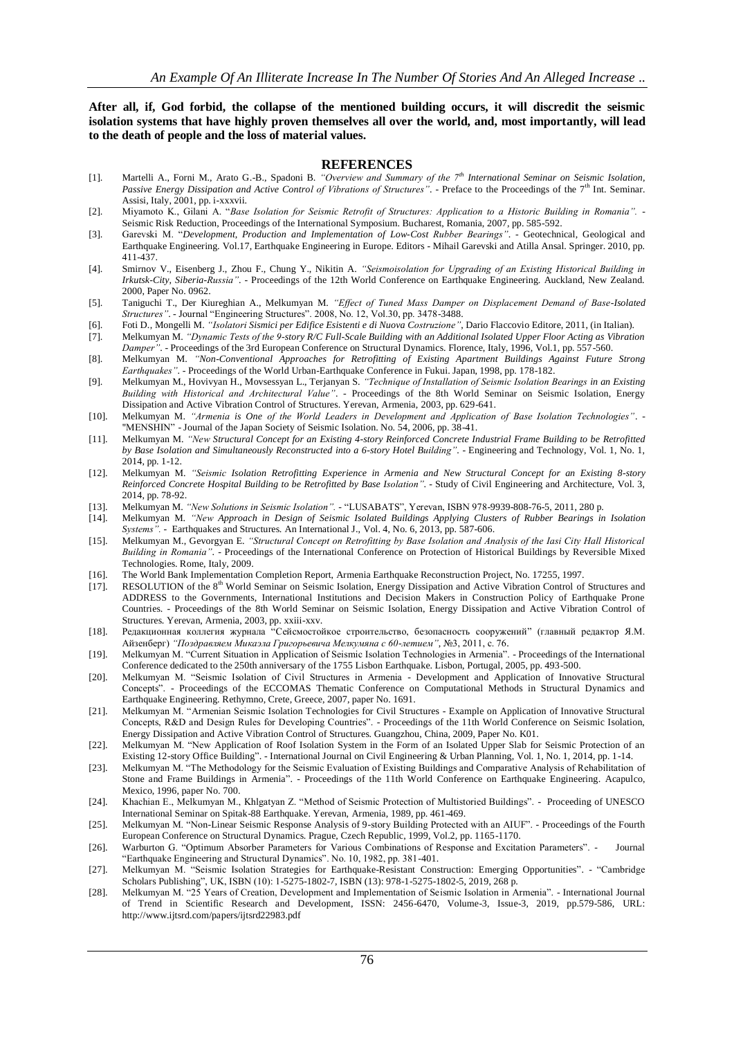**After all, if, God forbid, the collapse of the mentioned building occurs, it will discredit the seismic isolation systems that have highly proven themselves all over the world, and, most importantly, will lead to the death of people and the loss of material values.**

## REFERENCES

[1]. Martelli A., Forni M., Arato G.-B., Spadoni B. *"Overview and Summary of the 7th International Seminar on Seismic Isolation, Passive Energy Dissipation and Active Control of Vibrations of Structures"*. - Preface to the Proceedings of the 7th Int. Seminar. Assisi, Italy, 2001, pp. i-xxxvii.

[2]. Miyamoto K., Gilani A. "*Base Isolation for Seismic Retrofit of Structures: Application to a Historic Building in Romania"*. - Seismic Risk Reduction, Proceedings of the International Symposium. Bucharest, Romania, 2007, pp. 585-592.

[3]. Garevski M. "*Development, Production and Implementation of Low-Cost Rubber Bearings"*. - Geotechnical, Geological and Earthquake Engineering. Vol.17, Earthquake Engineering in Europe. Editors - Mihail Garevski and Atilla Ansal. Springer. 2010, pp. 411-437.

[4]. Smirnov V., Eisenberg J., Zhou F., Chung Y., Nikitin A. *"Seismoisolation for Upgrading of an Existing Historical Building in Irkutsk-City, Siberia-Russia"*. - Proceedings of the 12th World Conference on Earthquake Engineering. Auckland, New Zealand. 2000, Paper No. 0962.

[5]. Taniguchi T., Der Kiureghian A., Melkumyan M. *"Effect of Tuned Mass Damper on Displacement Demand of Base-Isolated Structures"*. - Journal "Engineering Structures". 2008, No. 12, Vol.30, pp. 3478-3488.

[6]. Foti D., Mongelli M. *"Isolatori Sismici per Edifice Esistenti e di Nuova Costruzione"*, Dario Flaccovio Editore, 2011, (in Italian).

[7]. Melkumyan M. *"Dynamic Tests of the 9-story R/C Full-Scale Building with an Additional Isolated Upper Floor Acting as Vibration Damper"*. - Proceedings of the 3rd European Conference on Structural Dynamics. Florence, Italy, 1996, Vol.1, pp. 557-560.

[8]. Melkumyan M. *"Non-Conventional Approaches for Retrofitting of Existing Apartment Buildings Against Future Strong Earthquakes"*. - Proceedings of the World Urban-Earthquake Conference in Fukui. Japan, 1998, pp. 178-182.

[9]. Melkumyan M., Hovivyan H., Movsessyan L., Terjanyan S. *"Technique of Installation of Seismic Isolation Bearings in an Existing Building with Historical and Architectural Value"*. - Proceedings of the 8th World Seminar on Seismic Isolation, Energy Dissipation and Active Vibration Control of Structures. Yerevan, Armenia, 2003, pp. 629-641.

[10]. Melkumyan M. *"Armenia is One of the World Leaders in Development and Application of Base Isolation Technologies"*. - "MENSHIN" - Journal of the Japan Society of Seismic Isolation. No. 54, 2006, pp. 38-41.

[11]. Melkumyan M. *"New Structural Concept for an Existing 4-story Reinforced Concrete Industrial Frame Building to be Retrofitted by Base Isolation and Simultaneously Reconstructed into a 6-story Hotel Building"*. - Engineering and Technology, Vol. 1, No. 1, 2014, pp. 1-12.

[12]. Melkumyan M. *"Seismic Isolation Retrofitting Experience in Armenia and New Structural Concept for an Existing 8-story Reinforced Concrete Hospital Building to be Retrofitted by Base Isolation"*. - Study of Civil Engineering and Architecture, Vol. 3, 2014, pp. 78-92.

[13]. Melkumyan M. *"New Solutions in Seismic Isolation"*. - "LUSABATS", Yerevan, ISBN 978-9939-808-76-5, 2011, 280 p.

[14]. Melkumyan M. *"New Approach in Design of Seismic Isolated Buildings Applying Clusters of Rubber Bearings in Isolation Systems"*. - Earthquakes and Structures. An International J., Vol. 4, No. 6, 2013, pp. 587-606.

[15]. Melkumyan M., Gevorgyan E. *"Structural Concept on Retrofitting by Base Isolation and Analysis of the Iasi City Hall Historical Building in Romania"*. - Proceedings of the International Conference on Protection of Historical Buildings by Reversible Mixed Technologies. Rome, Italy, 2009.

[16]. The World Bank Implementation Completion Report, Armenia Earthquake Reconstruction Project, No. 17255, 1997.

[17]. RESOLUTION of the 8th World Seminar on Seismic Isolation, Energy Dissipation and Active Vibration Control of Structures and ADDRESS to the Governments, International Institutions and Decision Makers in Construction Policy of Earthquake Prone Countries. - Proceedings of the 8th World Seminar on Seismic Isolation, Energy Dissipation and Active Vibration Control of Structures. Yerevan, Armenia, 2003, pp. xxiii-xxv.

[18]. Редакционная коллегия журнала "Сейсмостойкое строительство, безопасность сооружений" (главный редактор Я.М. Айзенберг) *"Поздравляем Микаэла Григорьевича Мелкумяна с 60-летием"*, №3, 2011, с. 76.

[19]. Melkumyan M. "Current Situation in Application of Seismic Isolation Technologies in Armenia". - Proceedings of the International Conference dedicated to the 250th anniversary of the 1755 Lisbon Earthquake. Lisbon, Portugal, 2005, pp. 493-500.

[20]. Melkumyan M. "Seismic Isolation of Civil Structures in Armenia - Development and Application of Innovative Structural Concepts". - Proceedings of the ECCOMAS Thematic Conference on Computational Methods in Structural Dynamics and Earthquake Engineering. Rethymno, Crete, Greece, 2007, paper No. 1691.

[21]. Melkumyan M. "Armenian Seismic Isolation Technologies for Civil Structures - Example on Application of Innovative Structural Concepts, R&D and Design Rules for Developing Countries". - Proceedings of the 11th World Conference on Seismic Isolation, Energy Dissipation and Active Vibration Control of Structures. Guangzhou, China, 2009, Paper No. K01.

[22]. Melkumyan M. "New Application of Roof Isolation System in the Form of an Isolated Upper Slab for Seismic Protection of an Existing 12-story Office Building". - International Journal on Civil Engineering & Urban Planning, Vol. 1, No. 1, 2014, pp. 1-14.

[23]. Melkumyan M. "The Methodology for the Seismic Evaluation of Existing Buildings and Comparative Analysis of Rehabilitation of Stone and Frame Buildings in Armenia". - Proceedings of the 11th World Conference on Earthquake Engineering. Acapulco, Mexico, 1996, paper No. 700.

[24]. Khachian E., Melkumyan M., Khlgatyan Z. "Method of Seismic Protection of Multistoried Buildings". - Proceeding of UNESCO International Seminar on Spitak-88 Earthquake. Yerevan, Armenia, 1989, pp. 461-469.

[25]. Melkumyan M. "Non-Linear Seismic Response Analysis of 9-story Building Protected with an AIUF". - Proceedings of the Fourth European Conference on Structural Dynamics. Prague, Czech Republic, 1999, Vol.2, pp. 1165-1170.

[26]. Warburton G. "Optimum Absorber Parameters for Various Combinations of Response and Excitation Parameters". - Journal "Earthquake Engineering and Structural Dynamics". No. 10, 1982, pp. 381-401.

[27]. Melkumyan M. "Seismic Isolation Strategies for Earthquake-Resistant Construction: Emerging Opportunities". - "Cambridge Scholars Publishing", UK, ISBN (10): 1-5275-1802-7, ISBN (13): 978-1-5275-1802-5, 2019, 268 p.

[28]. Melkumyan M. "25 Years of Creation, Development and Implementation of Seismic Isolation in Armenia". - International Journal of Trend in Scientific Research and Development, ISSN: 2456-6470, Volume-3, Issue-3, 2019, pp.579-586, URL: http://www.ijtsrd.com/papers/ijtsrd22983.pdf